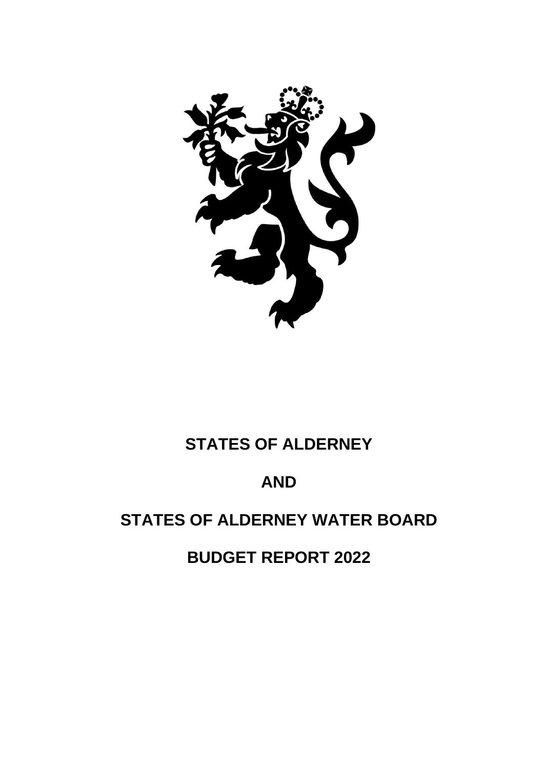# STATES OF ALDERNEY

# AND

# STATES OF ALDERNEY WATER BOARD

# BUDGET REPORT 2022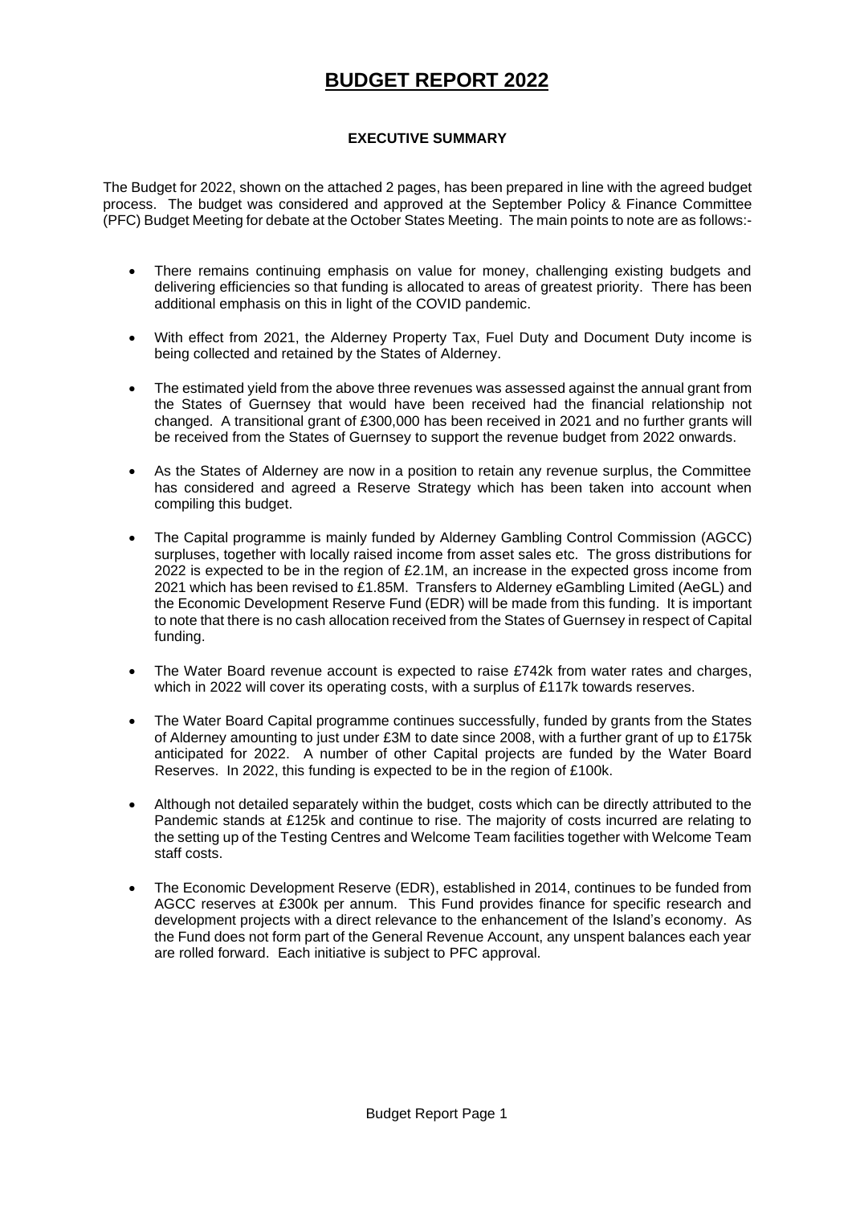# BUDGET REPORT 2022

**EXECUTIVE SUMMARY**

The Budget for 2022, shown on the attached 2 pages, has been prepared in line with the agreed budget process. The budget was considered and approved at the September Policy & Finance Committee (PFC) Budget Meeting for debate at the October States Meeting. The main points to note are as follows:-

- There remains continuing emphasis on value for money, challenging existing budgets and delivering efficiencies so that funding is allocated to areas of greatest priority. There has been additional emphasis on this in light of the COVID pandemic.
- With effect from 2021, the Alderney Property Tax, Fuel Duty and Document Duty income is being collected and retained by the States of Alderney.
- The estimated yield from the above three revenues was assessed against the annual grant from the States of Guernsey that would have been received had the financial relationship not changed. A transitional grant of £300,000 has been received in 2021 and no further grants will be received from the States of Guernsey to support the revenue budget from 2022 onwards.
- As the States of Alderney are now in a position to retain any revenue surplus, the Committee has considered and agreed a Reserve Strategy which has been taken into account when compiling this budget.
- The Capital programme is mainly funded by Alderney Gambling Control Commission (AGCC) surpluses, together with locally raised income from asset sales etc. The gross distributions for 2022 is expected to be in the region of £2.1M, an increase in the expected gross income from 2021 which has been revised to £1.85M. Transfers to Alderney eGambling Limited (AeGL) and the Economic Development Reserve Fund (EDR) will be made from this funding. It is important to note that there is no cash allocation received from the States of Guernsey in respect of Capital funding.
- The Water Board revenue account is expected to raise £742k from water rates and charges, which in 2022 will cover its operating costs, with a surplus of £117k towards reserves.
- The Water Board Capital programme continues successfully, funded by grants from the States of Alderney amounting to just under £3M to date since 2008, with a further grant of up to £175k anticipated for 2022. A number of other Capital projects are funded by the Water Board Reserves. In 2022, this funding is expected to be in the region of £100k.
- Although not detailed separately within the budget, costs which can be directly attributed to the Pandemic stands at £125k and continue to rise. The majority of costs incurred are relating to the setting up of the Testing Centres and Welcome Team facilities together with Welcome Team staff costs.
- The Economic Development Reserve (EDR), established in 2014, continues to be funded from AGCC reserves at £300k per annum. This Fund provides finance for specific research and development projects with a direct relevance to the enhancement of the Island's economy. As the Fund does not form part of the General Revenue Account, any unspent balances each year are rolled forward. Each initiative is subject to PFC approval.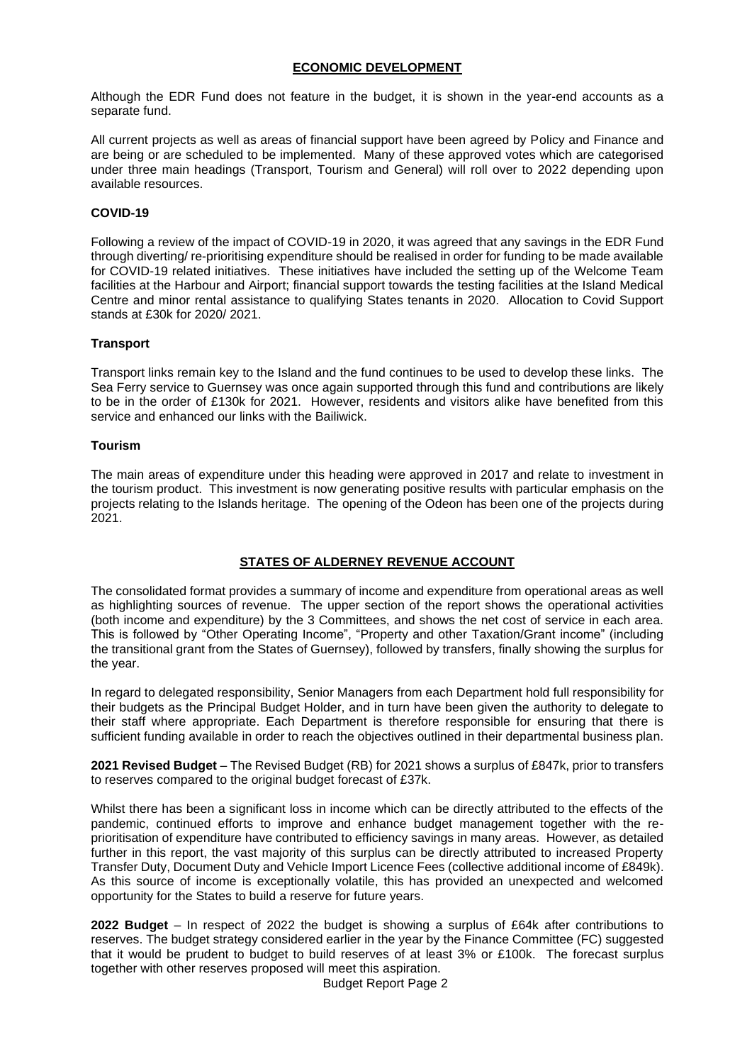## ECONOMIC DEVELOPMENT

Although the EDR Fund does not feature in the budget, it is shown in the year-end accounts as a separate fund.

All current projects as well as areas of financial support have been agreed by Policy and Finance and are being or are scheduled to be implemented. Many of these approved votes which are categorised under three main headings (Transport, Tourism and General) will roll over to 2022 depending upon available resources.

### COVID-19

Following a review of the impact of COVID-19 in 2020, it was agreed that any savings in the EDR Fund through diverting/ re-prioritising expenditure should be realised in order for funding to be made available for COVID-19 related initiatives. These initiatives have included the setting up of the Welcome Team facilities at the Harbour and Airport; financial support towards the testing facilities at the Island Medical Centre and minor rental assistance to qualifying States tenants in 2020. Allocation to Covid Support stands at £30k for 2020/ 2021.

### Transport

Transport links remain key to the Island and the fund continues to be used to develop these links. The Sea Ferry service to Guernsey was once again supported through this fund and contributions are likely to be in the order of £130k for 2021. However, residents and visitors alike have benefited from this service and enhanced our links with the Bailiwick.

### Tourism

The main areas of expenditure under this heading were approved in 2017 and relate to investment in the tourism product. This investment is now generating positive results with particular emphasis on the projects relating to the Islands heritage. The opening of the Odeon has been one of the projects during 2021.

## STATES OF ALDERNEY REVENUE ACCOUNT

The consolidated format provides a summary of income and expenditure from operational areas as well as highlighting sources of revenue. The upper section of the report shows the operational activities (both income and expenditure) by the 3 Committees, and shows the net cost of service in each area. This is followed by "Other Operating Income", "Property and other Taxation/Grant income" (including the transitional grant from the States of Guernsey), followed by transfers, finally showing the surplus for the year.

In regard to delegated responsibility, Senior Managers from each Department hold full responsibility for their budgets as the Principal Budget Holder, and in turn have been given the authority to delegate to their staff where appropriate. Each Department is therefore responsible for ensuring that there is sufficient funding available in order to reach the objectives outlined in their departmental business plan.

**2021 Revised Budget** – The Revised Budget (RB) for 2021 shows a surplus of £847k, prior to transfers to reserves compared to the original budget forecast of £37k.

Whilst there has been a significant loss in income which can be directly attributed to the effects of the pandemic, continued efforts to improve and enhance budget management together with the re-prioritisation of expenditure have contributed to efficiency savings in many areas. However, as detailed further in this report, the vast majority of this surplus can be directly attributed to increased Property Transfer Duty, Document Duty and Vehicle Import Licence Fees (collective additional income of £849k). As this source of income is exceptionally volatile, this has provided an unexpected and welcomed opportunity for the States to build a reserve for future years.

**2022 Budget** – In respect of 2022 the budget is showing a surplus of £64k after contributions to reserves. The budget strategy considered earlier in the year by the Finance Committee (FC) suggested that it would be prudent to budget to build reserves of at least 3% or £100k. The forecast surplus together with other reserves proposed will meet this aspiration.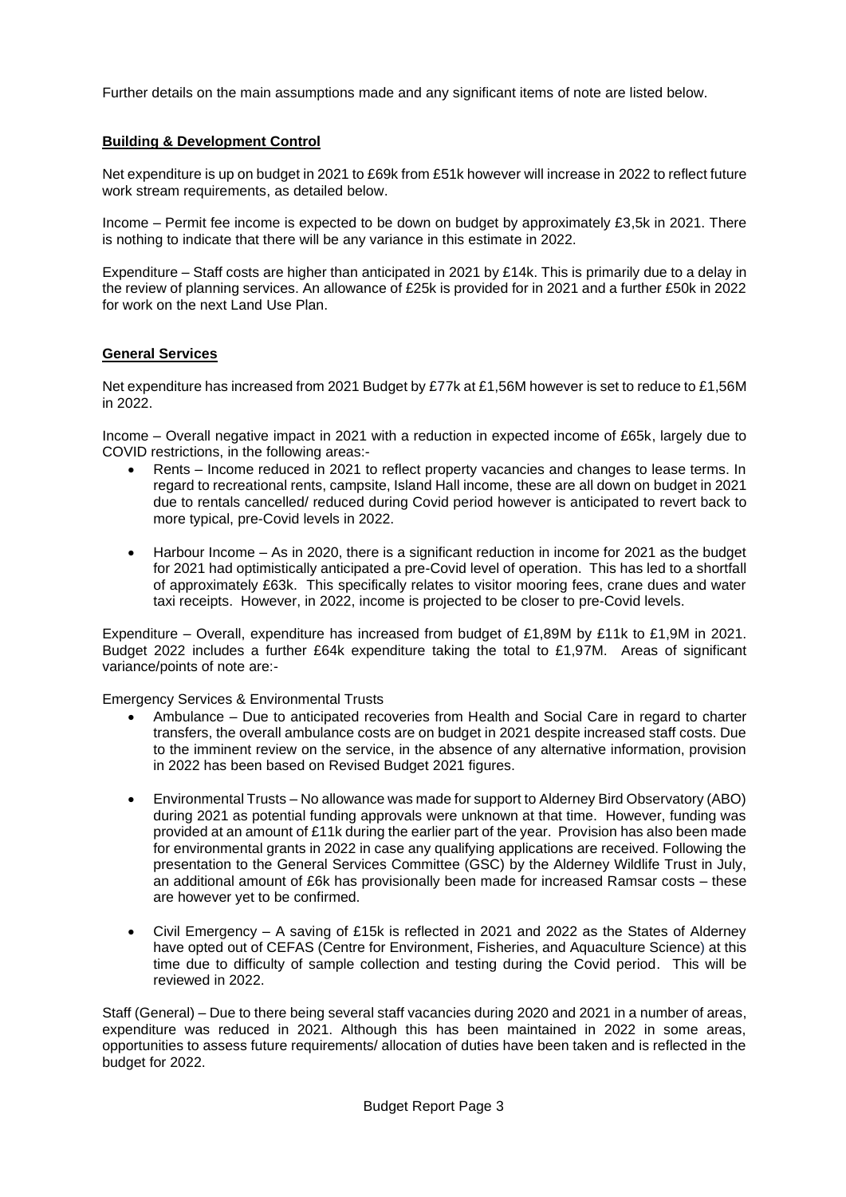Further details on the main assumptions made and any significant items of note are listed below.

## Building & Development Control

Net expenditure is up on budget in 2021 to £69k from £51k however will increase in 2022 to reflect future work stream requirements, as detailed below.

Income – Permit fee income is expected to be down on budget by approximately £3,5k in 2021. There is nothing to indicate that there will be any variance in this estimate in 2022.

Expenditure – Staff costs are higher than anticipated in 2021 by £14k. This is primarily due to a delay in the review of planning services. An allowance of £25k is provided for in 2021 and a further £50k in 2022 for work on the next Land Use Plan.

## General Services

Net expenditure has increased from 2021 Budget by £77k at £1,56M however is set to reduce to £1,56M in 2022.

Income – Overall negative impact in 2021 with a reduction in expected income of £65k, largely due to COVID restrictions, in the following areas:-

- Rents – Income reduced in 2021 to reflect property vacancies and changes to lease terms. In regard to recreational rents, campsite, Island Hall income, these are all down on budget in 2021 due to rentals cancelled/ reduced during Covid period however is anticipated to revert back to more typical, pre-Covid levels in 2022.
- Harbour Income – As in 2020, there is a significant reduction in income for 2021 as the budget for 2021 had optimistically anticipated a pre-Covid level of operation. This has led to a shortfall of approximately £63k. This specifically relates to visitor mooring fees, crane dues and water taxi receipts. However, in 2022, income is projected to be closer to pre-Covid levels.

Expenditure – Overall, expenditure has increased from budget of £1,89M by £11k to £1,9M in 2021. Budget 2022 includes a further £64k expenditure taking the total to £1,97M. Areas of significant variance/points of note are:-

Emergency Services & Environmental Trusts

- Ambulance – Due to anticipated recoveries from Health and Social Care in regard to charter transfers, the overall ambulance costs are on budget in 2021 despite increased staff costs. Due to the imminent review on the service, in the absence of any alternative information, provision in 2022 has been based on Revised Budget 2021 figures.
- Environmental Trusts – No allowance was made for support to Alderney Bird Observatory (ABO) during 2021 as potential funding approvals were unknown at that time. However, funding was provided at an amount of £11k during the earlier part of the year. Provision has also been made for environmental grants in 2022 in case any qualifying applications are received. Following the presentation to the General Services Committee (GSC) by the Alderney Wildlife Trust in July, an additional amount of £6k has provisionally been made for increased Ramsar costs – these are however yet to be confirmed.
- Civil Emergency – A saving of £15k is reflected in 2021 and 2022 as the States of Alderney have opted out of CEFAS (Centre for Environment, Fisheries, and Aquaculture Science) at this time due to difficulty of sample collection and testing during the Covid period. This will be reviewed in 2022.

Staff (General) – Due to there being several staff vacancies during 2020 and 2021 in a number of areas, expenditure was reduced in 2021. Although this has been maintained in 2022 in some areas, opportunities to assess future requirements/ allocation of duties have been taken and is reflected in the budget for 2022.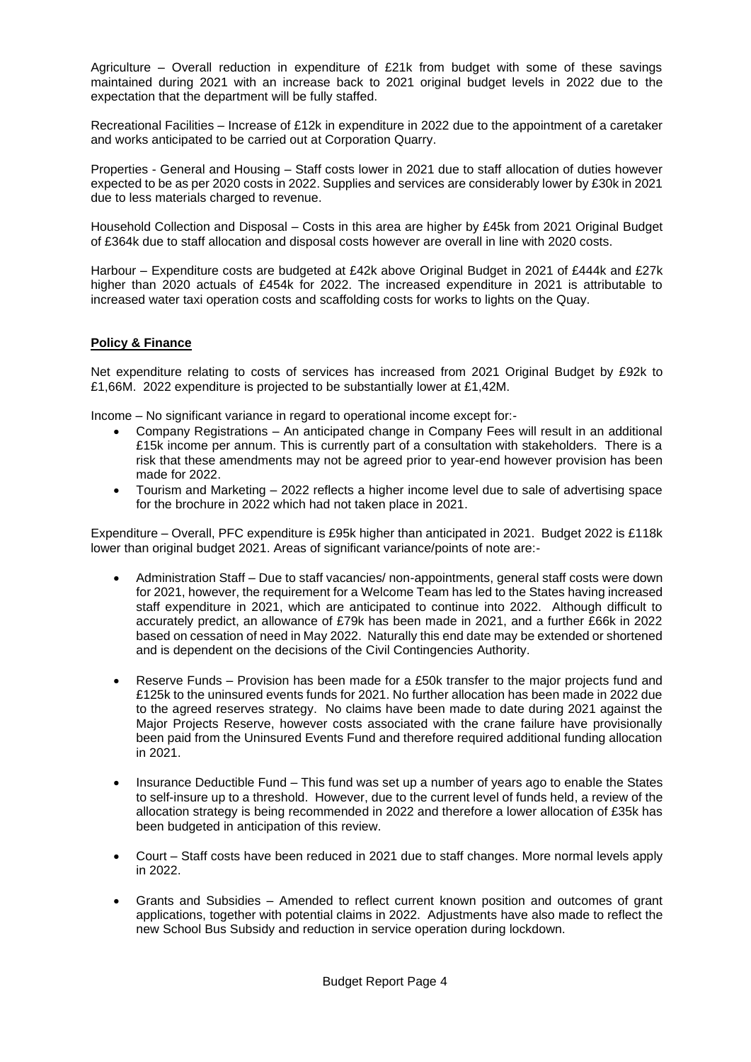Agriculture – Overall reduction in expenditure of £21k from budget with some of these savings maintained during 2021 with an increase back to 2021 original budget levels in 2022 due to the expectation that the department will be fully staffed.

Recreational Facilities – Increase of £12k in expenditure in 2022 due to the appointment of a caretaker and works anticipated to be carried out at Corporation Quarry.

Properties - General and Housing – Staff costs lower in 2021 due to staff allocation of duties however expected to be as per 2020 costs in 2022. Supplies and services are considerably lower by £30k in 2021 due to less materials charged to revenue.

Household Collection and Disposal – Costs in this area are higher by £45k from 2021 Original Budget of £364k due to staff allocation and disposal costs however are overall in line with 2020 costs.

Harbour – Expenditure costs are budgeted at £42k above Original Budget in 2021 of £444k and £27k higher than 2020 actuals of £454k for 2022. The increased expenditure in 2021 is attributable to increased water taxi operation costs and scaffolding costs for works to lights on the Quay.

## Policy & Finance

Net expenditure relating to costs of services has increased from 2021 Original Budget by £92k to £1,66M. 2022 expenditure is projected to be substantially lower at £1,42M.

Income – No significant variance in regard to operational income except for:-

- Company Registrations – An anticipated change in Company Fees will result in an additional £15k income per annum. This is currently part of a consultation with stakeholders. There is a risk that these amendments may not be agreed prior to year-end however provision has been made for 2022.
- Tourism and Marketing – 2022 reflects a higher income level due to sale of advertising space for the brochure in 2022 which had not taken place in 2021.

Expenditure – Overall, PFC expenditure is £95k higher than anticipated in 2021. Budget 2022 is £118k lower than original budget 2021. Areas of significant variance/points of note are:-

- Administration Staff – Due to staff vacancies/ non-appointments, general staff costs were down for 2021, however, the requirement for a Welcome Team has led to the States having increased staff expenditure in 2021, which are anticipated to continue into 2022. Although difficult to accurately predict, an allowance of £79k has been made in 2021, and a further £66k in 2022 based on cessation of need in May 2022. Naturally this end date may be extended or shortened and is dependent on the decisions of the Civil Contingencies Authority.

- Reserve Funds – Provision has been made for a £50k transfer to the major projects fund and £125k to the uninsured events funds for 2021. No further allocation has been made in 2022 due to the agreed reserves strategy. No claims have been made to date during 2021 against the Major Projects Reserve, however costs associated with the crane failure have provisionally been paid from the Uninsured Events Fund and therefore required additional funding allocation in 2021.

- Insurance Deductible Fund – This fund was set up a number of years ago to enable the States to self-insure up to a threshold. However, due to the current level of funds held, a review of the allocation strategy is being recommended in 2022 and therefore a lower allocation of £35k has been budgeted in anticipation of this review.

- Court – Staff costs have been reduced in 2021 due to staff changes. More normal levels apply in 2022.

- Grants and Subsidies – Amended to reflect current known position and outcomes of grant applications, together with potential claims in 2022. Adjustments have also made to reflect the new School Bus Subsidy and reduction in service operation during lockdown.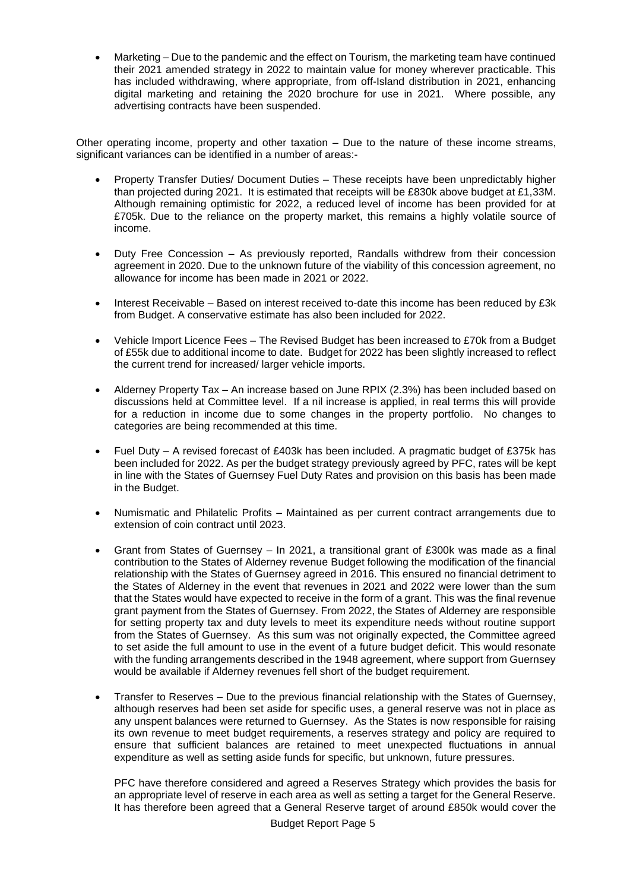- Marketing – Due to the pandemic and the effect on Tourism, the marketing team have continued their 2021 amended strategy in 2022 to maintain value for money wherever practicable. This has included withdrawing, where appropriate, from off-Island distribution in 2021, enhancing digital marketing and retaining the 2020 brochure for use in 2021. Where possible, any advertising contracts have been suspended.

Other operating income, property and other taxation – Due to the nature of these income streams, significant variances can be identified in a number of areas:-

- Property Transfer Duties/ Document Duties – These receipts have been unpredictably higher than projected during 2021. It is estimated that receipts will be £830k above budget at £1,33M. Although remaining optimistic for 2022, a reduced level of income has been provided for at £705k. Due to the reliance on the property market, this remains a highly volatile source of income.

- Duty Free Concession – As previously reported, Randalls withdrew from their concession agreement in 2020. Due to the unknown future of the viability of this concession agreement, no allowance for income has been made in 2021 or 2022.

- Interest Receivable – Based on interest received to-date this income has been reduced by £3k from Budget. A conservative estimate has also been included for 2022.

- Vehicle Import Licence Fees – The Revised Budget has been increased to £70k from a Budget of £55k due to additional income to date. Budget for 2022 has been slightly increased to reflect the current trend for increased/ larger vehicle imports.

- Alderney Property Tax – An increase based on June RPIX (2.3%) has been included based on discussions held at Committee level. If a nil increase is applied, in real terms this will provide for a reduction in income due to some changes in the property portfolio. No changes to categories are being recommended at this time.

- Fuel Duty – A revised forecast of £403k has been included. A pragmatic budget of £375k has been included for 2022. As per the budget strategy previously agreed by PFC, rates will be kept in line with the States of Guernsey Fuel Duty Rates and provision on this basis has been made in the Budget.

- Numismatic and Philatelic Profits – Maintained as per current contract arrangements due to extension of coin contract until 2023.

- Grant from States of Guernsey – In 2021, a transitional grant of £300k was made as a final contribution to the States of Alderney revenue Budget following the modification of the financial relationship with the States of Guernsey agreed in 2016. This ensured no financial detriment to the States of Alderney in the event that revenues in 2021 and 2022 were lower than the sum that the States would have expected to receive in the form of a grant. This was the final revenue grant payment from the States of Guernsey. From 2022, the States of Alderney are responsible for setting property tax and duty levels to meet its expenditure needs without routine support from the States of Guernsey. As this sum was not originally expected, the Committee agreed to set aside the full amount to use in the event of a future budget deficit. This would resonate with the funding arrangements described in the 1948 agreement, where support from Guernsey would be available if Alderney revenues fell short of the budget requirement.

- Transfer to Reserves – Due to the previous financial relationship with the States of Guernsey, although reserves had been set aside for specific uses, a general reserve was not in place as any unspent balances were returned to Guernsey. As the States is now responsible for raising its own revenue to meet budget requirements, a reserves strategy and policy are required to ensure that sufficient balances are retained to meet unexpected fluctuations in annual expenditure as well as setting aside funds for specific, but unknown, future pressures.

  PFC have therefore considered and agreed a Reserves Strategy which provides the basis for an appropriate level of reserve in each area as well as setting a target for the General Reserve. It has therefore been agreed that a General Reserve target of around £850k would cover the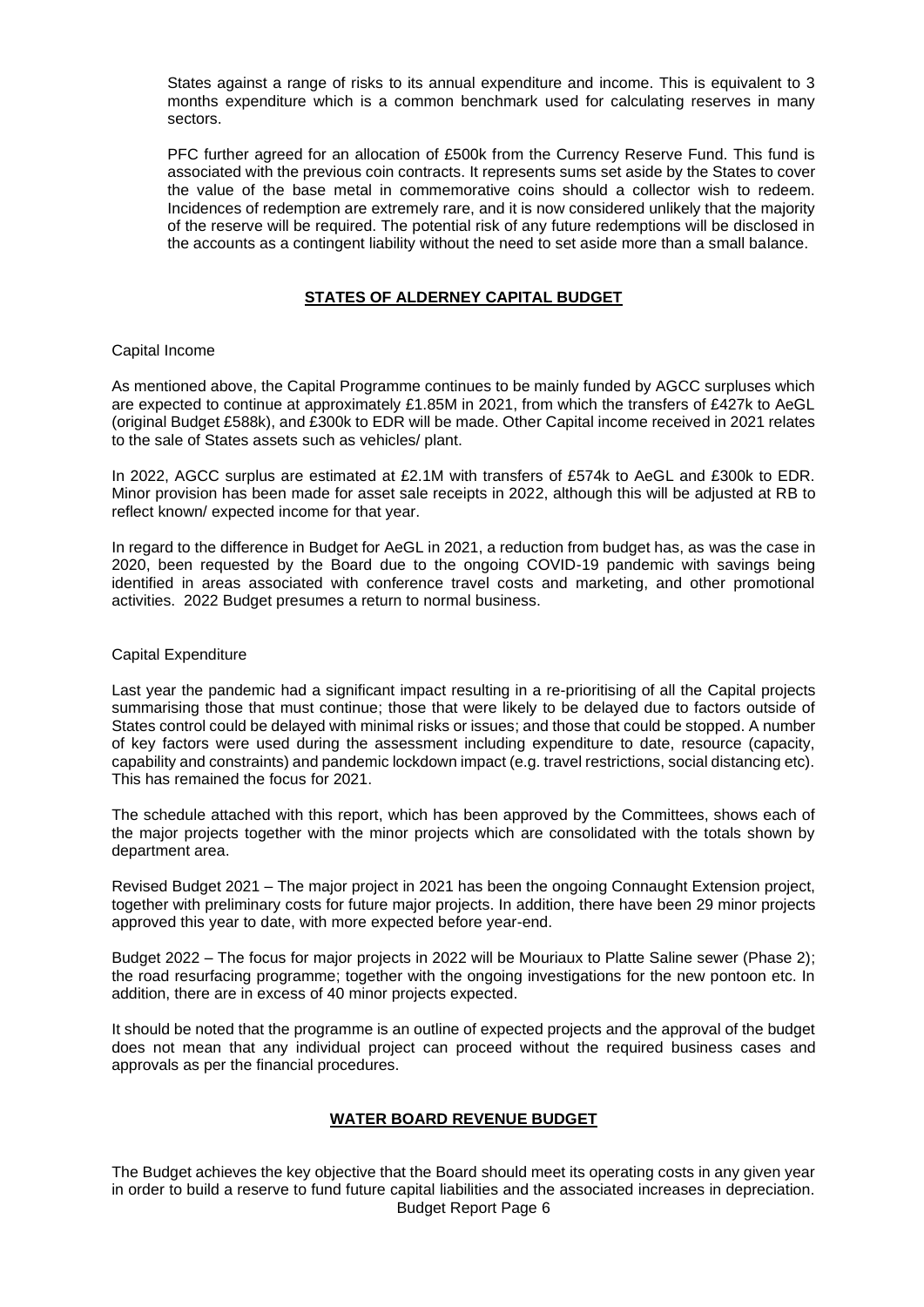States against a range of risks to its annual expenditure and income. This is equivalent to 3 months expenditure which is a common benchmark used for calculating reserves in many sectors.

PFC further agreed for an allocation of £500k from the Currency Reserve Fund. This fund is associated with the previous coin contracts. It represents sums set aside by the States to cover the value of the base metal in commemorative coins should a collector wish to redeem. Incidences of redemption are extremely rare, and it is now considered unlikely that the majority of the reserve will be required. The potential risk of any future redemptions will be disclosed in the accounts as a contingent liability without the need to set aside more than a small balance.

## STATES OF ALDERNEY CAPITAL BUDGET

Capital Income

As mentioned above, the Capital Programme continues to be mainly funded by AGCC surpluses which are expected to continue at approximately £1.85M in 2021, from which the transfers of £427k to AeGL (original Budget £588k), and £300k to EDR will be made. Other Capital income received in 2021 relates to the sale of States assets such as vehicles/ plant.

In 2022, AGCC surplus are estimated at £2.1M with transfers of £574k to AeGL and £300k to EDR. Minor provision has been made for asset sale receipts in 2022, although this will be adjusted at RB to reflect known/ expected income for that year.

In regard to the difference in Budget for AeGL in 2021, a reduction from budget has, as was the case in 2020, been requested by the Board due to the ongoing COVID-19 pandemic with savings being identified in areas associated with conference travel costs and marketing, and other promotional activities. 2022 Budget presumes a return to normal business.

Capital Expenditure

Last year the pandemic had a significant impact resulting in a re-prioritising of all the Capital projects summarising those that must continue; those that were likely to be delayed due to factors outside of States control could be delayed with minimal risks or issues; and those that could be stopped. A number of key factors were used during the assessment including expenditure to date, resource (capacity, capability and constraints) and pandemic lockdown impact (e.g. travel restrictions, social distancing etc). This has remained the focus for 2021.

The schedule attached with this report, which has been approved by the Committees, shows each of the major projects together with the minor projects which are consolidated with the totals shown by department area.

Revised Budget 2021 – The major project in 2021 has been the ongoing Connaught Extension project, together with preliminary costs for future major projects. In addition, there have been 29 minor projects approved this year to date, with more expected before year-end.

Budget 2022 – The focus for major projects in 2022 will be Mouriaux to Platte Saline sewer (Phase 2); the road resurfacing programme; together with the ongoing investigations for the new pontoon etc. In addition, there are in excess of 40 minor projects expected.

It should be noted that the programme is an outline of expected projects and the approval of the budget does not mean that any individual project can proceed without the required business cases and approvals as per the financial procedures.

## WATER BOARD REVENUE BUDGET

The Budget achieves the key objective that the Board should meet its operating costs in any given year in order to build a reserve to fund future capital liabilities and the associated increases in depreciation.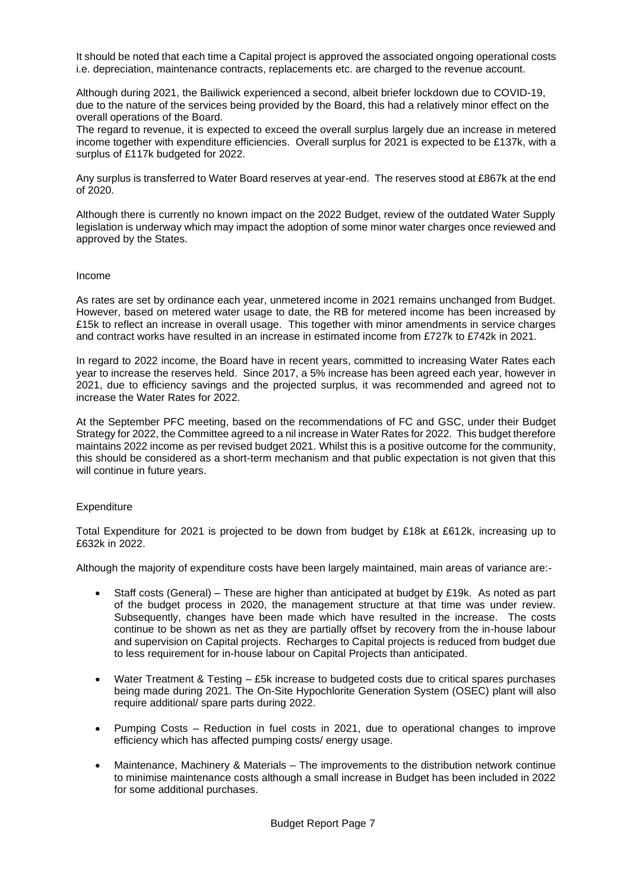It should be noted that each time a Capital project is approved the associated ongoing operational costs i.e. depreciation, maintenance contracts, replacements etc. are charged to the revenue account.

Although during 2021, the Bailiwick experienced a second, albeit briefer lockdown due to COVID-19, due to the nature of the services being provided by the Board, this had a relatively minor effect on the overall operations of the Board.

The regard to revenue, it is expected to exceed the overall surplus largely due an increase in metered income together with expenditure efficiencies. Overall surplus for 2021 is expected to be £137k, with a surplus of £117k budgeted for 2022.

Any surplus is transferred to Water Board reserves at year-end. The reserves stood at £867k at the end of 2020.

Although there is currently no known impact on the 2022 Budget, review of the outdated Water Supply legislation is underway which may impact the adoption of some minor water charges once reviewed and approved by the States.

## Income

As rates are set by ordinance each year, unmetered income in 2021 remains unchanged from Budget. However, based on metered water usage to date, the RB for metered income has been increased by £15k to reflect an increase in overall usage. This together with minor amendments in service charges and contract works have resulted in an increase in estimated income from £727k to £742k in 2021.

In regard to 2022 income, the Board have in recent years, committed to increasing Water Rates each year to increase the reserves held. Since 2017, a 5% increase has been agreed each year, however in 2021, due to efficiency savings and the projected surplus, it was recommended and agreed not to increase the Water Rates for 2022.

At the September PFC meeting, based on the recommendations of FC and GSC, under their Budget Strategy for 2022, the Committee agreed to a nil increase in Water Rates for 2022. This budget therefore maintains 2022 income as per revised budget 2021. Whilst this is a positive outcome for the community, this should be considered as a short-term mechanism and that public expectation is not given that this will continue in future years.

## Expenditure

Total Expenditure for 2021 is projected to be down from budget by £18k at £612k, increasing up to £632k in 2022.

Although the majority of expenditure costs have been largely maintained, main areas of variance are:-

- Staff costs (General) – These are higher than anticipated at budget by £19k. As noted as part of the budget process in 2020, the management structure at that time was under review. Subsequently, changes have been made which have resulted in the increase. The costs continue to be shown as net as they are partially offset by recovery from the in-house labour and supervision on Capital projects. Recharges to Capital projects is reduced from budget due to less requirement for in-house labour on Capital Projects than anticipated.
- Water Treatment & Testing – £5k increase to budgeted costs due to critical spares purchases being made during 2021. The On-Site Hypochlorite Generation System (OSEC) plant will also require additional/ spare parts during 2022.
- Pumping Costs – Reduction in fuel costs in 2021, due to operational changes to improve efficiency which has affected pumping costs/ energy usage.
- Maintenance, Machinery & Materials – The improvements to the distribution network continue to minimise maintenance costs although a small increase in Budget has been included in 2022 for some additional purchases.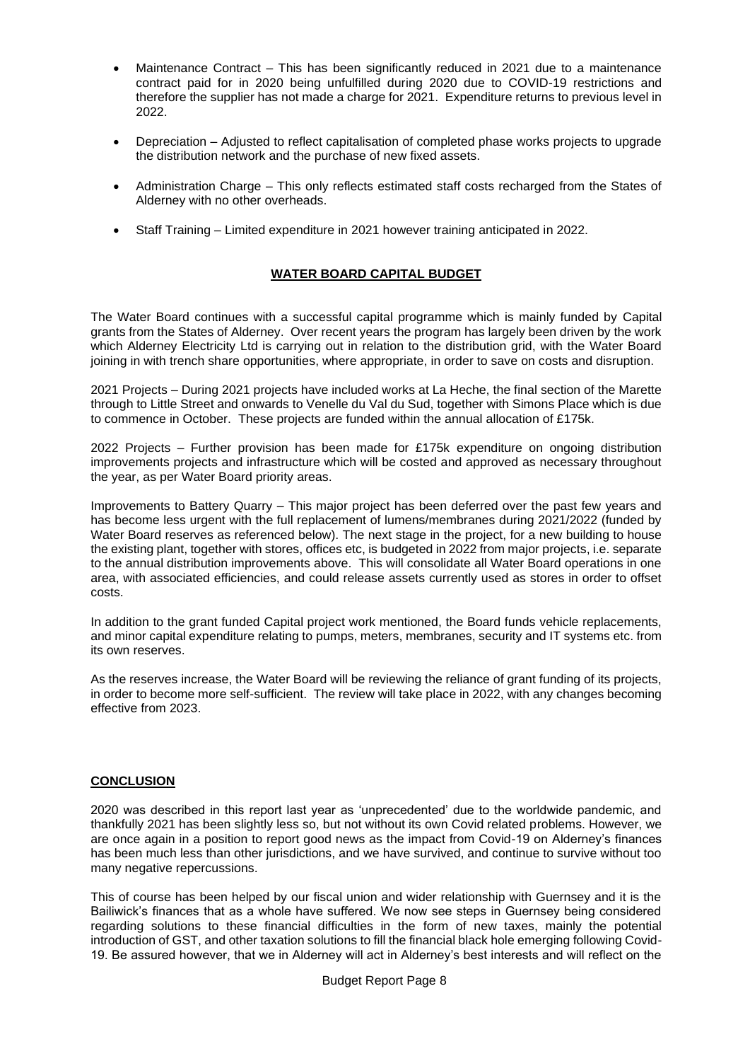- Maintenance Contract – This has been significantly reduced in 2021 due to a maintenance contract paid for in 2020 being unfulfilled during 2020 due to COVID-19 restrictions and therefore the supplier has not made a charge for 2021. Expenditure returns to previous level in 2022.

- Depreciation – Adjusted to reflect capitalisation of completed phase works projects to upgrade the distribution network and the purchase of new fixed assets.

- Administration Charge – This only reflects estimated staff costs recharged from the States of Alderney with no other overheads.

- Staff Training – Limited expenditure in 2021 however training anticipated in 2022.

## WATER BOARD CAPITAL BUDGET

The Water Board continues with a successful capital programme which is mainly funded by Capital grants from the States of Alderney. Over recent years the program has largely been driven by the work which Alderney Electricity Ltd is carrying out in relation to the distribution grid, with the Water Board joining in with trench share opportunities, where appropriate, in order to save on costs and disruption.

2021 Projects – During 2021 projects have included works at La Heche, the final section of the Marette through to Little Street and onwards to Venelle du Val du Sud, together with Simons Place which is due to commence in October. These projects are funded within the annual allocation of £175k.

2022 Projects – Further provision has been made for £175k expenditure on ongoing distribution improvements projects and infrastructure which will be costed and approved as necessary throughout the year, as per Water Board priority areas.

Improvements to Battery Quarry – This major project has been deferred over the past few years and has become less urgent with the full replacement of lumens/membranes during 2021/2022 (funded by Water Board reserves as referenced below). The next stage in the project, for a new building to house the existing plant, together with stores, offices etc, is budgeted in 2022 from major projects, i.e. separate to the annual distribution improvements above. This will consolidate all Water Board operations in one area, with associated efficiencies, and could release assets currently used as stores in order to offset costs.

In addition to the grant funded Capital project work mentioned, the Board funds vehicle replacements, and minor capital expenditure relating to pumps, meters, membranes, security and IT systems etc. from its own reserves.

As the reserves increase, the Water Board will be reviewing the reliance of grant funding of its projects, in order to become more self-sufficient. The review will take place in 2022, with any changes becoming effective from 2023.

## CONCLUSION

2020 was described in this report last year as 'unprecedented' due to the worldwide pandemic, and thankfully 2021 has been slightly less so, but not without its own Covid related problems. However, we are once again in a position to report good news as the impact from Covid-19 on Alderney's finances has been much less than other jurisdictions, and we have survived, and continue to survive without too many negative repercussions.

This of course has been helped by our fiscal union and wider relationship with Guernsey and it is the Bailiwick's finances that as a whole have suffered. We now see steps in Guernsey being considered regarding solutions to these financial difficulties in the form of new taxes, mainly the potential introduction of GST, and other taxation solutions to fill the financial black hole emerging following Covid-19. Be assured however, that we in Alderney will act in Alderney's best interests and will reflect on the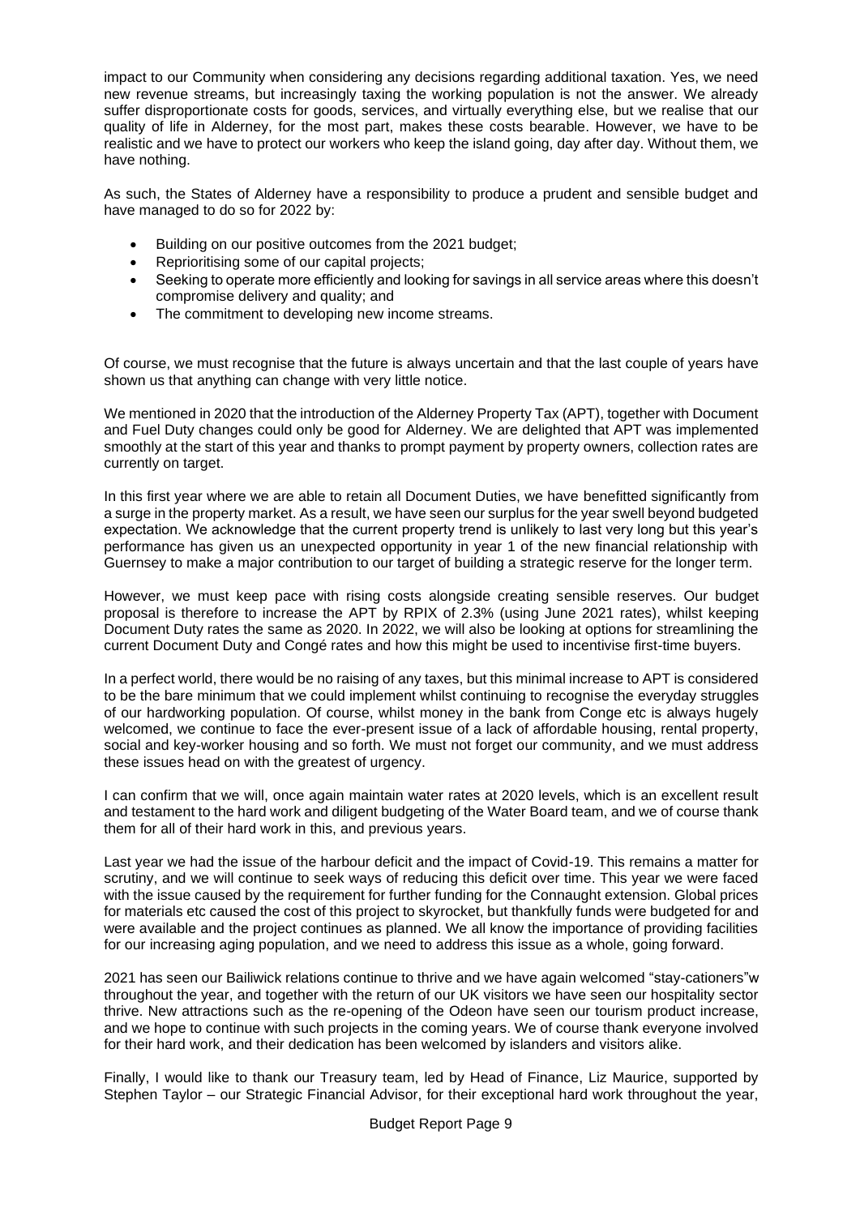impact to our Community when considering any decisions regarding additional taxation. Yes, we need new revenue streams, but increasingly taxing the working population is not the answer. We already suffer disproportionate costs for goods, services, and virtually everything else, but we realise that our quality of life in Alderney, for the most part, makes these costs bearable. However, we have to be realistic and we have to protect our workers who keep the island going, day after day. Without them, we have nothing.

As such, the States of Alderney have a responsibility to produce a prudent and sensible budget and have managed to do so for 2022 by:

- Building on our positive outcomes from the 2021 budget;
- Reprioritising some of our capital projects;
- Seeking to operate more efficiently and looking for savings in all service areas where this doesn't compromise delivery and quality; and
- The commitment to developing new income streams.

Of course, we must recognise that the future is always uncertain and that the last couple of years have shown us that anything can change with very little notice.

We mentioned in 2020 that the introduction of the Alderney Property Tax (APT), together with Document and Fuel Duty changes could only be good for Alderney. We are delighted that APT was implemented smoothly at the start of this year and thanks to prompt payment by property owners, collection rates are currently on target.

In this first year where we are able to retain all Document Duties, we have benefitted significantly from a surge in the property market. As a result, we have seen our surplus for the year swell beyond budgeted expectation. We acknowledge that the current property trend is unlikely to last very long but this year's performance has given us an unexpected opportunity in year 1 of the new financial relationship with Guernsey to make a major contribution to our target of building a strategic reserve for the longer term.

However, we must keep pace with rising costs alongside creating sensible reserves. Our budget proposal is therefore to increase the APT by RPIX of 2.3% (using June 2021 rates), whilst keeping Document Duty rates the same as 2020. In 2022, we will also be looking at options for streamlining the current Document Duty and Congé rates and how this might be used to incentivise first-time buyers.

In a perfect world, there would be no raising of any taxes, but this minimal increase to APT is considered to be the bare minimum that we could implement whilst continuing to recognise the everyday struggles of our hardworking population. Of course, whilst money in the bank from Conge etc is always hugely welcomed, we continue to face the ever-present issue of a lack of affordable housing, rental property, social and key-worker housing and so forth. We must not forget our community, and we must address these issues head on with the greatest of urgency.

I can confirm that we will, once again maintain water rates at 2020 levels, which is an excellent result and testament to the hard work and diligent budgeting of the Water Board team, and we of course thank them for all of their hard work in this, and previous years.

Last year we had the issue of the harbour deficit and the impact of Covid-19. This remains a matter for scrutiny, and we will continue to seek ways of reducing this deficit over time. This year we were faced with the issue caused by the requirement for further funding for the Connaught extension. Global prices for materials etc caused the cost of this project to skyrocket, but thankfully funds were budgeted for and were available and the project continues as planned. We all know the importance of providing facilities for our increasing aging population, and we need to address this issue as a whole, going forward.

2021 has seen our Bailiwick relations continue to thrive and we have again welcomed "stay-cationers"w throughout the year, and together with the return of our UK visitors we have seen our hospitality sector thrive. New attractions such as the re-opening of the Odeon have seen our tourism product increase, and we hope to continue with such projects in the coming years. We of course thank everyone involved for their hard work, and their dedication has been welcomed by islanders and visitors alike.

Finally, I would like to thank our Treasury team, led by Head of Finance, Liz Maurice, supported by Stephen Taylor – our Strategic Financial Advisor, for their exceptional hard work throughout the year,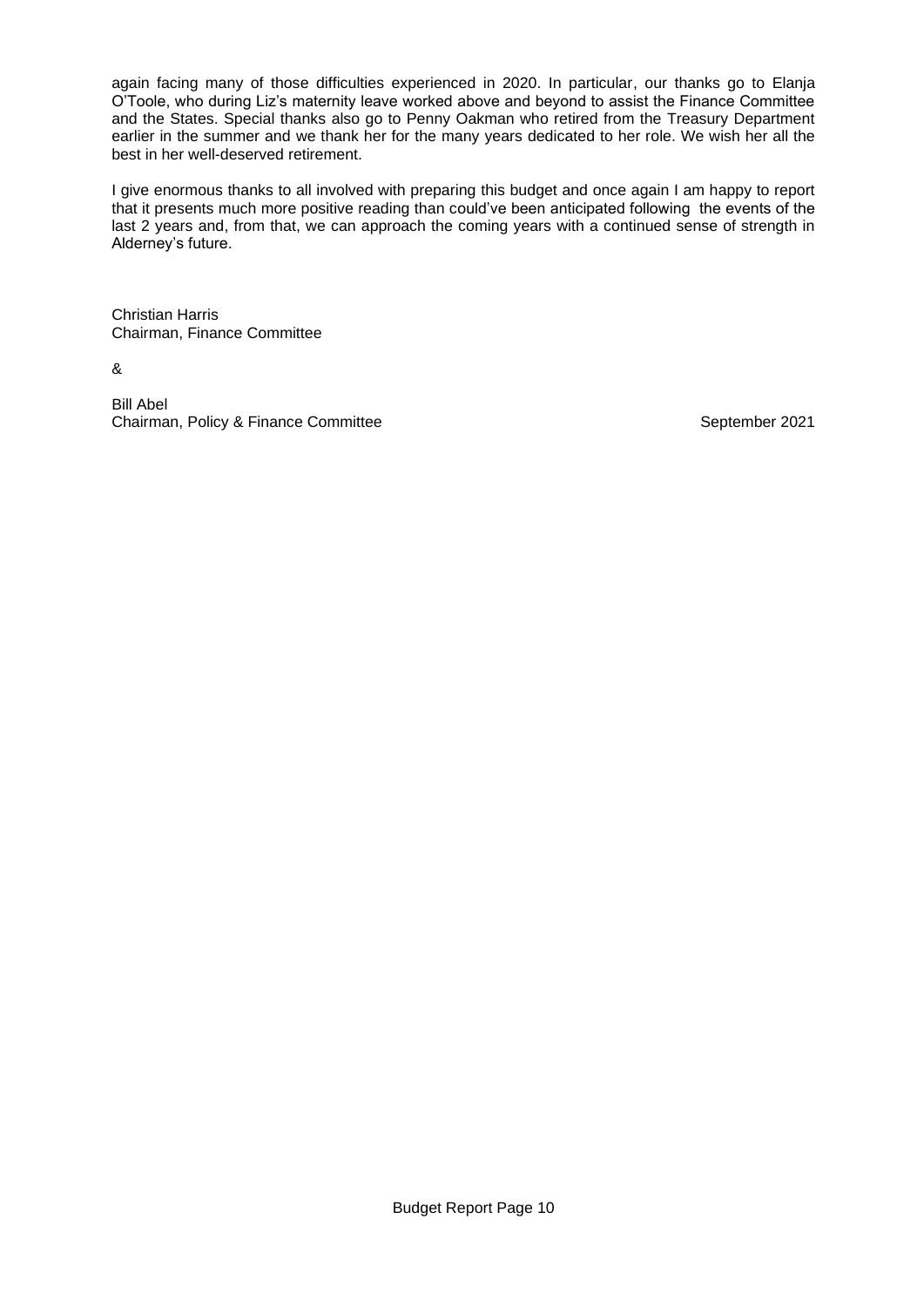again facing many of those difficulties experienced in 2020. In particular, our thanks go to Elanja O'Toole, who during Liz's maternity leave worked above and beyond to assist the Finance Committee and the States. Special thanks also go to Penny Oakman who retired from the Treasury Department earlier in the summer and we thank her for the many years dedicated to her role. We wish her all the best in her well-deserved retirement.

I give enormous thanks to all involved with preparing this budget and once again I am happy to report that it presents much more positive reading than could've been anticipated following the events of the last 2 years and, from that, we can approach the coming years with a continued sense of strength in Alderney's future.

Christian Harris
Chairman, Finance Committee

&

Bill Abel
Chairman, Policy & Finance Committee

September 2021